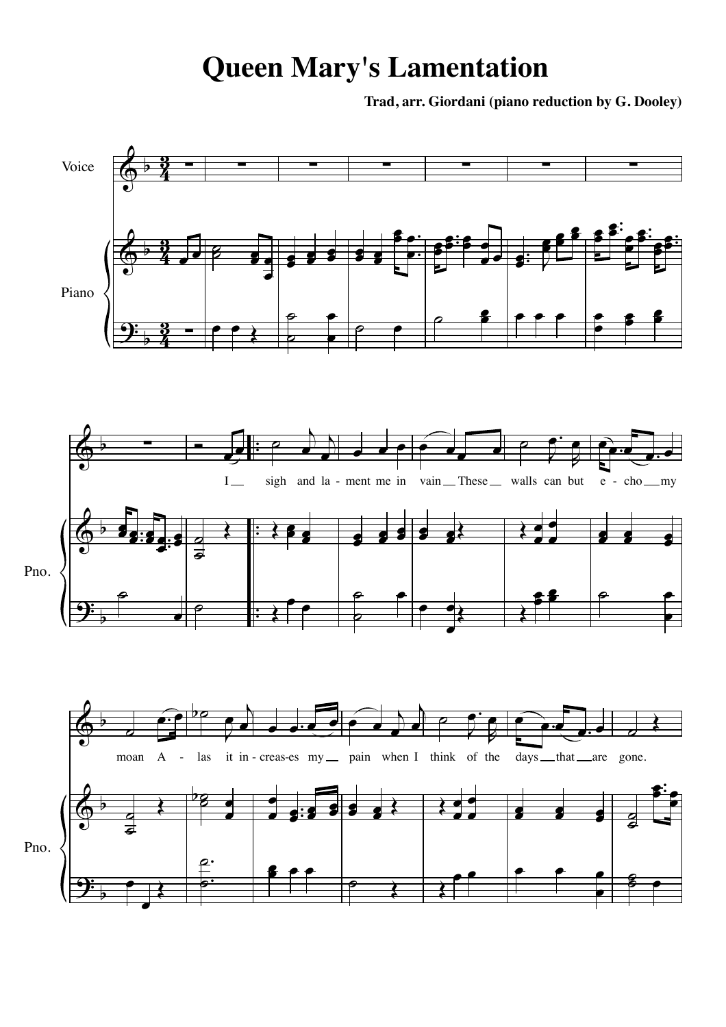# Queen Mary's Lamentation

**Trad, arr. Giordani (piano reduction by G. Dooley)**

Voice

Piano

I sigh and la - ment me in vain These walls can but e - cho my

moan A - las it in - creas-es my pain when I think of the days that are gone.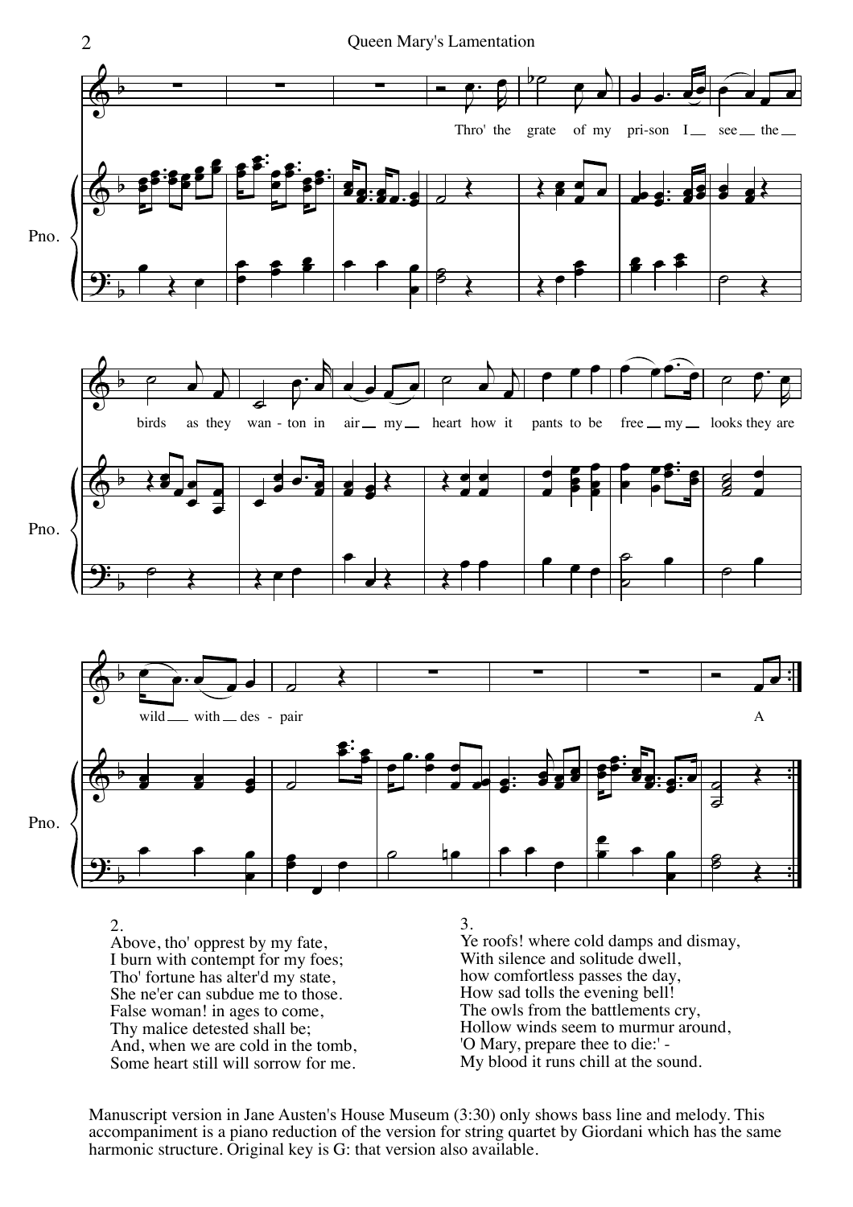Thro' the grate of my pri-son I see the birds as they wan-ton in air my heart how it pants to be free my looks they are wild with des-pair A

2.
Above, tho' opprest by my fate,
I burn with contempt for my foes;
Tho' fortune has alter'd my state,
She ne'er can subdue me to those.
False woman! in ages to come,
Thy malice detested shall be;
And, when we are cold in the tomb,
Some heart still will sorrow for me.

3.
Ye roofs! where cold damps and dismay,
With silence and solitude dwell,
how comfortless passes the day,
How sad tolls the evening bell!
The owls from the battlements cry,
Hollow winds seem to murmur around,
'O Mary, prepare thee to die:' -
My blood it runs chill at the sound.

Manuscript version in Jane Austen's House Museum (3:30) only shows bass line and melody. This accompaniment is a piano reduction of the version for string quartet by Giordani which has the same harmonic structure. Original key is G: that version also available.